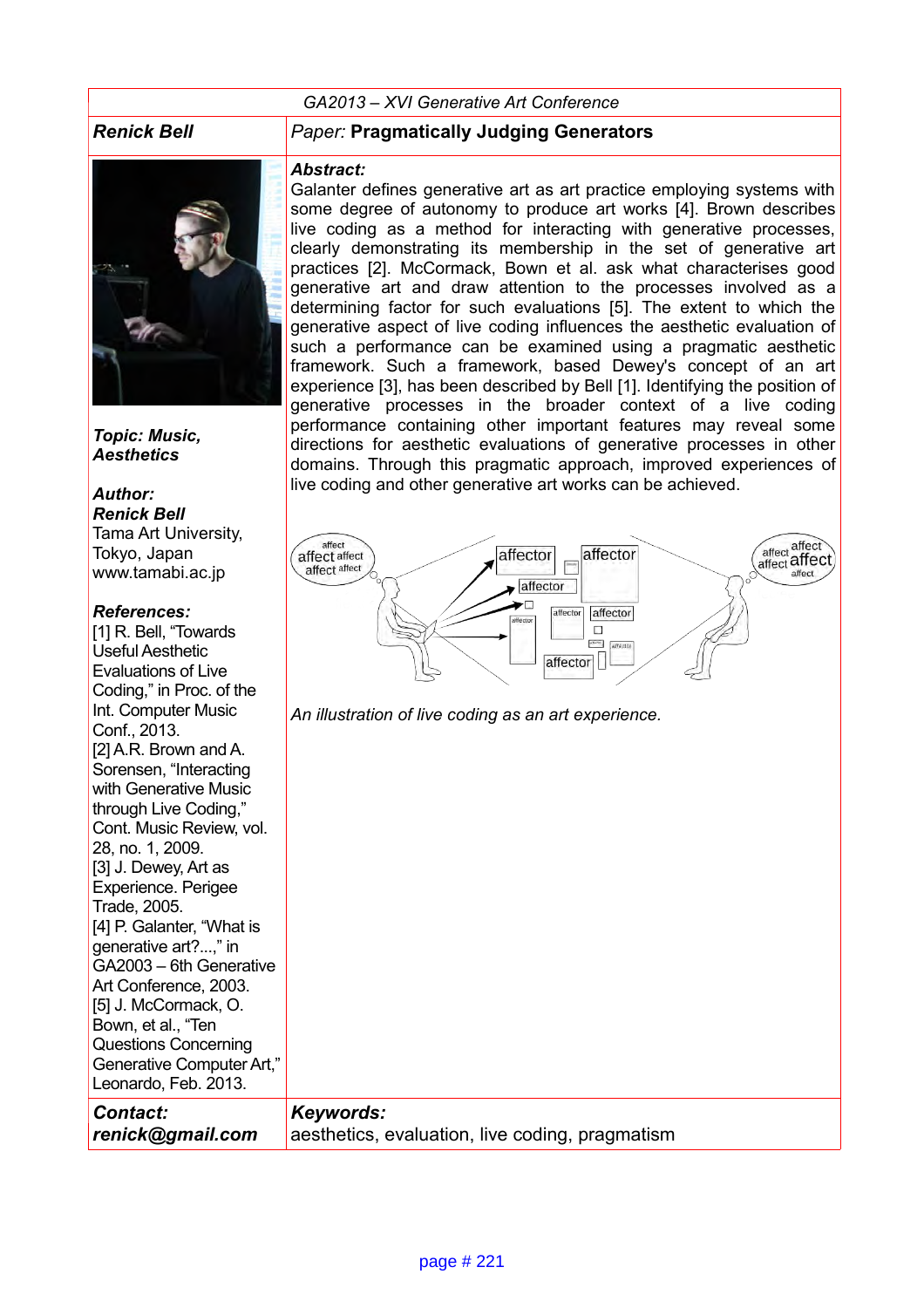GA2013 – XVI Generative Art Conference

**Renick Bell**

*Paper:* **Pragmatically Judging Generators**

***Abstract:***

Galanter defines generative art as art practice employing systems with some degree of autonomy to produce art works [4]. Brown describes live coding as a method for interacting with generative processes, clearly demonstrating its membership in the set of generative art practices [2]. McCormack, Bown et al. ask what characterises good generative art and draw attention to the processes involved as a determining factor for such evaluations [5]. The extent to which the generative aspect of live coding influences the aesthetic evaluation of such a performance can be examined using a pragmatic aesthetic framework. Such a framework, based Dewey's concept of an art experience [3], has been described by Bell [1]. Identifying the position of generative processes in the broader context of a live coding performance containing other important features may reveal some directions for aesthetic evaluations of generative processes in other domains. Through this pragmatic approach, improved experiences of live coding and other generative art works can be achieved.

*An illustration of live coding as an art experience.*

***Topic: Music, Aesthetics***

***Author:***

***Renick Bell***

Tama Art University, Tokyo, Japan

www.tamabi.ac.jp

***References:***

[1] R. Bell, "Towards Useful Aesthetic Evaluations of Live Coding," in Proc. of the Int. Computer Music Conf., 2013.

[2] A.R. Brown and A. Sorensen, "Interacting with Generative Music through Live Coding," Cont. Music Review, vol. 28, no. 1, 2009.

[3] J. Dewey, Art as Experience. Perigee Trade, 2005.

[4] P. Galanter, "What is generative art?...," in GA2003 – 6th Generative Art Conference, 2003.

[5] J. McCormack, O. Bown, et al., "Ten Questions Concerning Generative Computer Art," Leonardo, Feb. 2013.

***Contact:***

***renick@gmail.com***

***Keywords:***

aesthetics, evaluation, live coding, pragmatism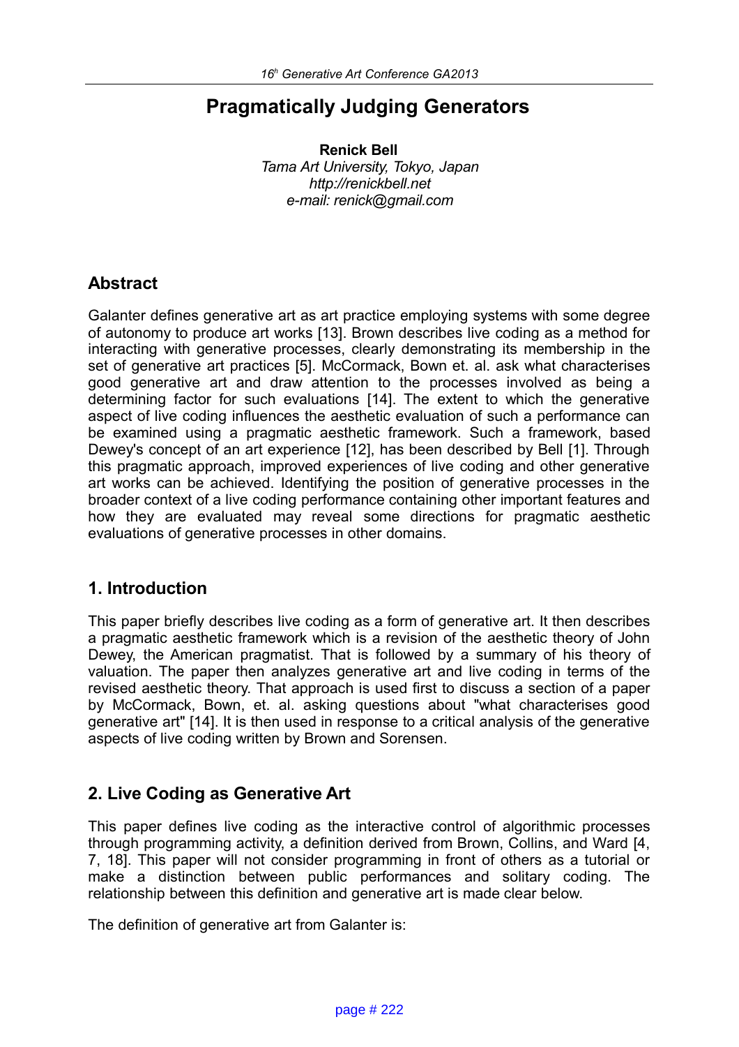# Pragmatically Judging Generators

**Renick Bell**
*Tama Art University, Tokyo, Japan*
*http://renickbell.net*
*e-mail: renick@gmail.com*

## Abstract

Galanter defines generative art as art practice employing systems with some degree of autonomy to produce art works [13]. Brown describes live coding as a method for interacting with generative processes, clearly demonstrating its membership in the set of generative art practices [5]. McCormack, Bown et. al. ask what characterises good generative art and draw attention to the processes involved as being a determining factor for such evaluations [14]. The extent to which the generative aspect of live coding influences the aesthetic evaluation of such a performance can be examined using a pragmatic aesthetic framework. Such a framework, based Dewey's concept of an art experience [12], has been described by Bell [1]. Through this pragmatic approach, improved experiences of live coding and other generative art works can be achieved. Identifying the position of generative processes in the broader context of a live coding performance containing other important features and how they are evaluated may reveal some directions for pragmatic aesthetic evaluations of generative processes in other domains.

## 1. Introduction

This paper briefly describes live coding as a form of generative art. It then describes a pragmatic aesthetic framework which is a revision of the aesthetic theory of John Dewey, the American pragmatist. That is followed by a summary of his theory of valuation. The paper then analyzes generative art and live coding in terms of the revised aesthetic theory. That approach is used first to discuss a section of a paper by McCormack, Bown, et. al. asking questions about "what characterises good generative art" [14]. It is then used in response to a critical analysis of the generative aspects of live coding written by Brown and Sorensen.

## 2. Live Coding as Generative Art

This paper defines live coding as the interactive control of algorithmic processes through programming activity, a definition derived from Brown, Collins, and Ward [4, 7, 18]. This paper will not consider programming in front of others as a tutorial or make a distinction between public performances and solitary coding. The relationship between this definition and generative art is made clear below.

The definition of generative art from Galanter is: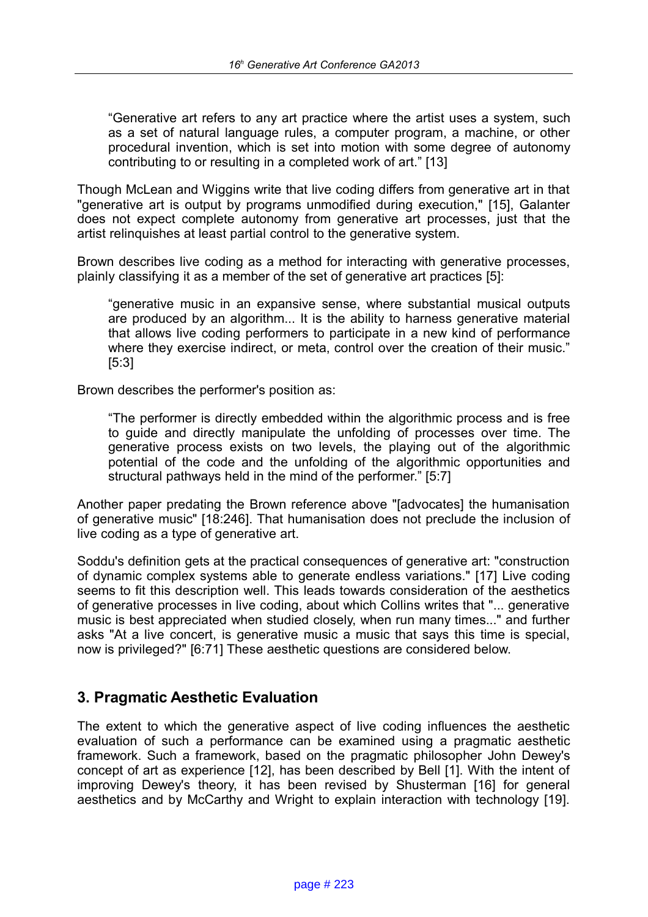> "Generative art refers to any art practice where the artist uses a system, such as a set of natural language rules, a computer program, a machine, or other procedural invention, which is set into motion with some degree of autonomy contributing to or resulting in a completed work of art." [13]

Though McLean and Wiggins write that live coding differs from generative art in that "generative art is output by programs unmodified during execution," [15], Galanter does not expect complete autonomy from generative art processes, just that the artist relinquishes at least partial control to the generative system.

Brown describes live coding as a method for interacting with generative processes, plainly classifying it as a member of the set of generative art practices [5]:

> "generative music in an expansive sense, where substantial musical outputs are produced by an algorithm... It is the ability to harness generative material that allows live coding performers to participate in a new kind of performance where they exercise indirect, or meta, control over the creation of their music." [5:3]

Brown describes the performer's position as:

> "The performer is directly embedded within the algorithmic process and is free to guide and directly manipulate the unfolding of processes over time. The generative process exists on two levels, the playing out of the algorithmic potential of the code and the unfolding of the algorithmic opportunities and structural pathways held in the mind of the performer." [5:7]

Another paper predating the Brown reference above "[advocates] the humanisation of generative music" [18:246]. That humanisation does not preclude the inclusion of live coding as a type of generative art.

Soddu's definition gets at the practical consequences of generative art: "construction of dynamic complex systems able to generate endless variations." [17] Live coding seems to fit this description well. This leads towards consideration of the aesthetics of generative processes in live coding, about which Collins writes that "... generative music is best appreciated when studied closely, when run many times..." and further asks "At a live concert, is generative music a music that says this time is special, now is privileged?" [6:71] These aesthetic questions are considered below.

## 3. Pragmatic Aesthetic Evaluation

The extent to which the generative aspect of live coding influences the aesthetic evaluation of such a performance can be examined using a pragmatic aesthetic framework. Such a framework, based on the pragmatic philosopher John Dewey's concept of art as experience [12], has been described by Bell [1]. With the intent of improving Dewey's theory, it has been revised by Shusterman [16] for general aesthetics and by McCarthy and Wright to explain interaction with technology [19].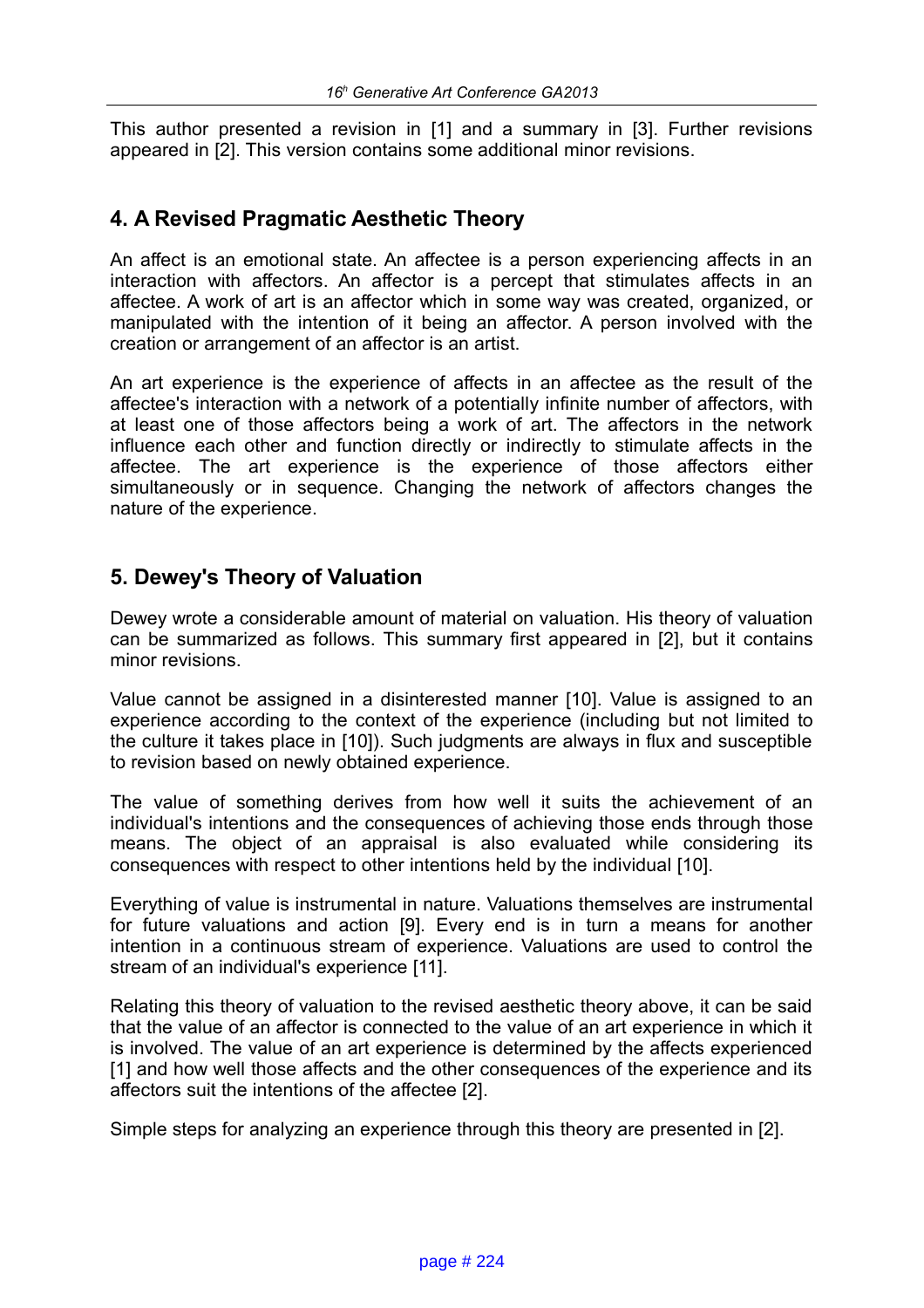This author presented a revision in [1] and a summary in [3]. Further revisions appeared in [2]. This version contains some additional minor revisions.

## 4. A Revised Pragmatic Aesthetic Theory

An affect is an emotional state. An affectee is a person experiencing affects in an interaction with affectors. An affector is a percept that stimulates affects in an affectee. A work of art is an affector which in some way was created, organized, or manipulated with the intention of it being an affector. A person involved with the creation or arrangement of an affector is an artist.

An art experience is the experience of affects in an affectee as the result of the affectee's interaction with a network of a potentially infinite number of affectors, with at least one of those affectors being a work of art. The affectors in the network influence each other and function directly or indirectly to stimulate affects in the affectee. The art experience is the experience of those affectors either simultaneously or in sequence. Changing the network of affectors changes the nature of the experience.

## 5. Dewey's Theory of Valuation

Dewey wrote a considerable amount of material on valuation. His theory of valuation can be summarized as follows. This summary first appeared in [2], but it contains minor revisions.

Value cannot be assigned in a disinterested manner [10]. Value is assigned to an experience according to the context of the experience (including but not limited to the culture it takes place in [10]). Such judgments are always in flux and susceptible to revision based on newly obtained experience.

The value of something derives from how well it suits the achievement of an individual's intentions and the consequences of achieving those ends through those means. The object of an appraisal is also evaluated while considering its consequences with respect to other intentions held by the individual [10].

Everything of value is instrumental in nature. Valuations themselves are instrumental for future valuations and action [9]. Every end is in turn a means for another intention in a continuous stream of experience. Valuations are used to control the stream of an individual's experience [11].

Relating this theory of valuation to the revised aesthetic theory above, it can be said that the value of an affector is connected to the value of an art experience in which it is involved. The value of an art experience is determined by the affects experienced [1] and how well those affects and the other consequences of the experience and its affectors suit the intentions of the affectee [2].

Simple steps for analyzing an experience through this theory are presented in [2].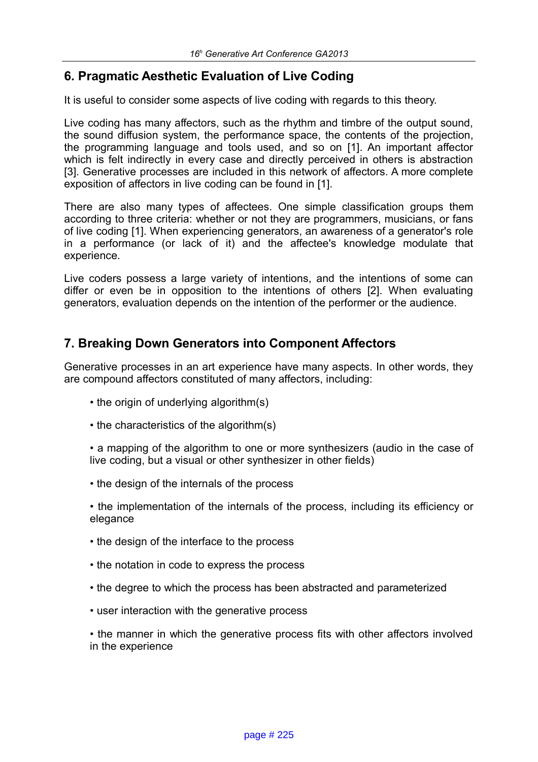## 6. Pragmatic Aesthetic Evaluation of Live Coding

It is useful to consider some aspects of live coding with regards to this theory.

Live coding has many affectors, such as the rhythm and timbre of the output sound, the sound diffusion system, the performance space, the contents of the projection, the programming language and tools used, and so on [1]. An important affector which is felt indirectly in every case and directly perceived in others is abstraction [3]. Generative processes are included in this network of affectors. A more complete exposition of affectors in live coding can be found in [1].

There are also many types of affectees. One simple classification groups them according to three criteria: whether or not they are programmers, musicians, or fans of live coding [1]. When experiencing generators, an awareness of a generator's role in a performance (or lack of it) and the affectee's knowledge modulate that experience.

Live coders possess a large variety of intentions, and the intentions of some can differ or even be in opposition to the intentions of others [2]. When evaluating generators, evaluation depends on the intention of the performer or the audience.

## 7. Breaking Down Generators into Component Affectors

Generative processes in an art experience have many aspects. In other words, they are compound affectors constituted of many affectors, including:

- the origin of underlying algorithm(s)
- the characteristics of the algorithm(s)
- a mapping of the algorithm to one or more synthesizers (audio in the case of live coding, but a visual or other synthesizer in other fields)
- the design of the internals of the process
- the implementation of the internals of the process, including its efficiency or elegance
- the design of the interface to the process
- the notation in code to express the process
- the degree to which the process has been abstracted and parameterized
- user interaction with the generative process
- the manner in which the generative process fits with other affectors involved in the experience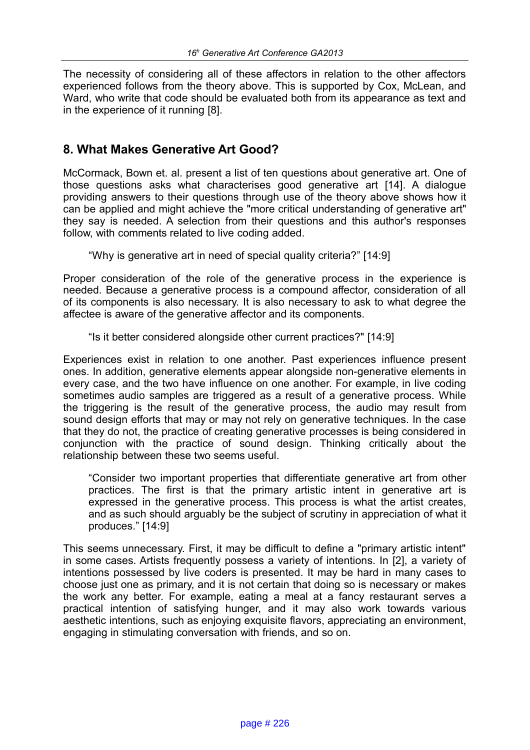The necessity of considering all of these affectors in relation to the other affectors experienced follows from the theory above. This is supported by Cox, McLean, and Ward, who write that code should be evaluated both from its appearance as text and in the experience of it running [8].

## 8. What Makes Generative Art Good?

McCormack, Bown et. al. present a list of ten questions about generative art. One of those questions asks what characterises good generative art [14]. A dialogue providing answers to their questions through use of the theory above shows how it can be applied and might achieve the "more critical understanding of generative art" they say is needed. A selection from their questions and this author's responses follow, with comments related to live coding added.

> "Why is generative art in need of special quality criteria?" [14:9]

Proper consideration of the role of the generative process in the experience is needed. Because a generative process is a compound affector, consideration of all of its components is also necessary. It is also necessary to ask to what degree the affectee is aware of the generative affector and its components.

> "Is it better considered alongside other current practices?" [14:9]

Experiences exist in relation to one another. Past experiences influence present ones. In addition, generative elements appear alongside non-generative elements in every case, and the two have influence on one another. For example, in live coding sometimes audio samples are triggered as a result of a generative process. While the triggering is the result of the generative process, the audio may result from sound design efforts that may or may not rely on generative techniques. In the case that they do not, the practice of creating generative processes is being considered in conjunction with the practice of sound design. Thinking critically about the relationship between these two seems useful.

> "Consider two important properties that differentiate generative art from other practices. The first is that the primary artistic intent in generative art is expressed in the generative process. This process is what the artist creates, and as such should arguably be the subject of scrutiny in appreciation of what it produces." [14:9]

This seems unnecessary. First, it may be difficult to define a "primary artistic intent" in some cases. Artists frequently possess a variety of intentions. In [2], a variety of intentions possessed by live coders is presented. It may be hard in many cases to choose just one as primary, and it is not certain that doing so is necessary or makes the work any better. For example, eating a meal at a fancy restaurant serves a practical intention of satisfying hunger, and it may also work towards various aesthetic intentions, such as enjoying exquisite flavors, appreciating an environment, engaging in stimulating conversation with friends, and so on.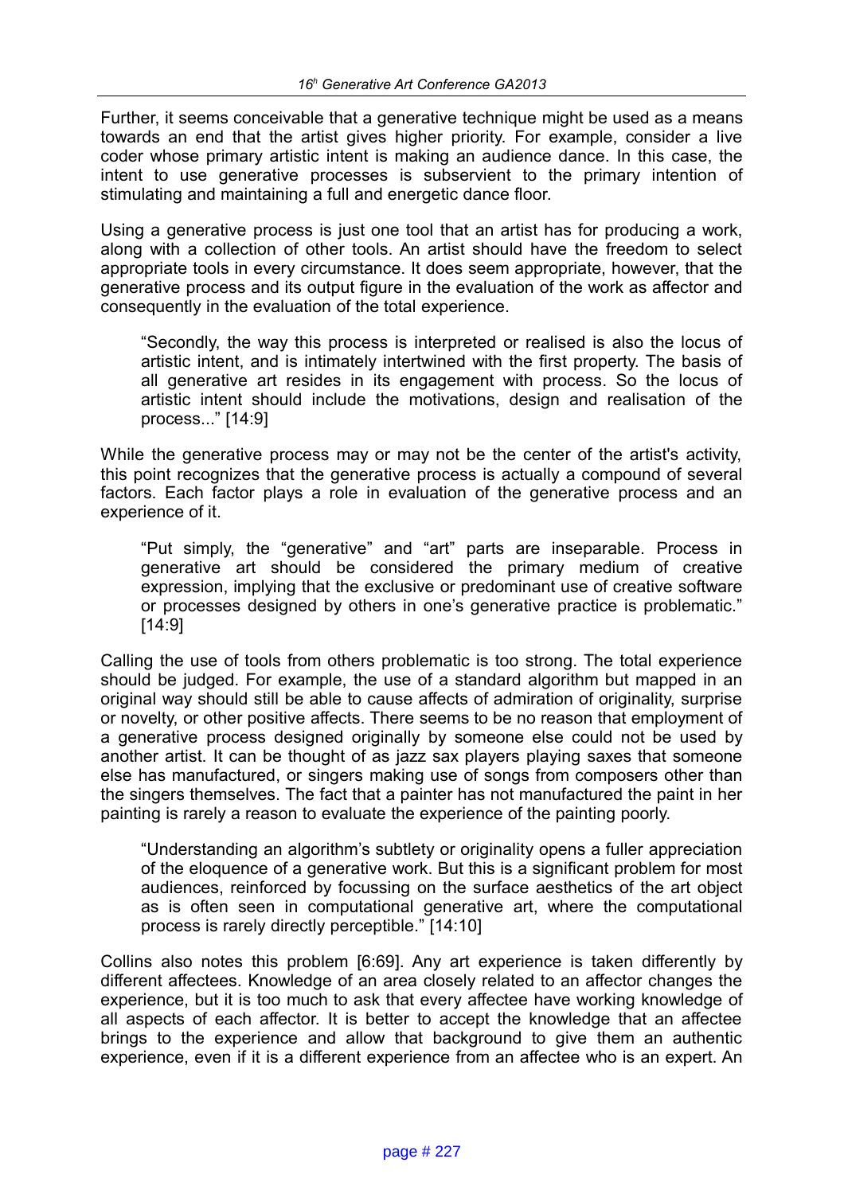Further, it seems conceivable that a generative technique might be used as a means towards an end that the artist gives higher priority. For example, consider a live coder whose primary artistic intent is making an audience dance. In this case, the intent to use generative processes is subservient to the primary intention of stimulating and maintaining a full and energetic dance floor.

Using a generative process is just one tool that an artist has for producing a work, along with a collection of other tools. An artist should have the freedom to select appropriate tools in every circumstance. It does seem appropriate, however, that the generative process and its output figure in the evaluation of the work as affector and consequently in the evaluation of the total experience.

> "Secondly, the way this process is interpreted or realised is also the locus of artistic intent, and is intimately intertwined with the first property. The basis of all generative art resides in its engagement with process. So the locus of artistic intent should include the motivations, design and realisation of the process..." [14:9]

While the generative process may or may not be the center of the artist's activity, this point recognizes that the generative process is actually a compound of several factors. Each factor plays a role in evaluation of the generative process and an experience of it.

> "Put simply, the "generative" and "art" parts are inseparable. Process in generative art should be considered the primary medium of creative expression, implying that the exclusive or predominant use of creative software or processes designed by others in one's generative practice is problematic." [14:9]

Calling the use of tools from others problematic is too strong. The total experience should be judged. For example, the use of a standard algorithm but mapped in an original way should still be able to cause affects of admiration of originality, surprise or novelty, or other positive affects. There seems to be no reason that employment of a generative process designed originally by someone else could not be used by another artist. It can be thought of as jazz sax players playing saxes that someone else has manufactured, or singers making use of songs from composers other than the singers themselves. The fact that a painter has not manufactured the paint in her painting is rarely a reason to evaluate the experience of the painting poorly.

> "Understanding an algorithm's subtlety or originality opens a fuller appreciation of the eloquence of a generative work. But this is a significant problem for most audiences, reinforced by focussing on the surface aesthetics of the art object as is often seen in computational generative art, where the computational process is rarely directly perceptible." [14:10]

Collins also notes this problem [6:69]. Any art experience is taken differently by different affectees. Knowledge of an area closely related to an affector changes the experience, but it is too much to ask that every affectee have working knowledge of all aspects of each affector. It is better to accept the knowledge that an affectee brings to the experience and allow that background to give them an authentic experience, even if it is a different experience from an affectee who is an expert. An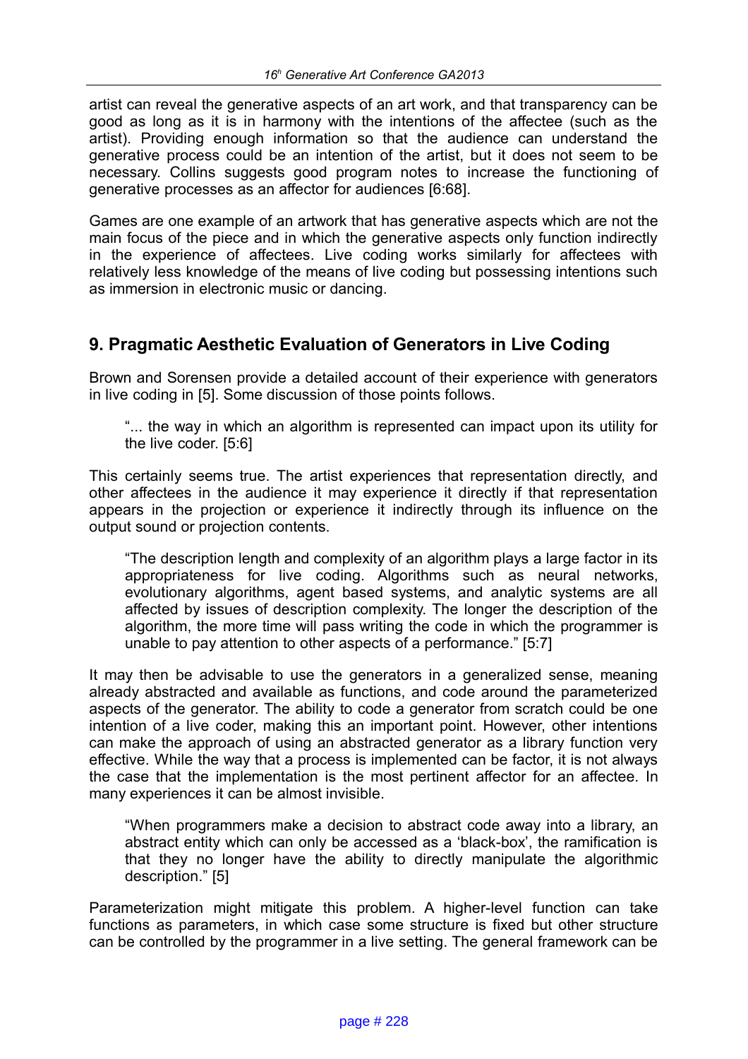artist can reveal the generative aspects of an art work, and that transparency can be good as long as it is in harmony with the intentions of the affectee (such as the artist). Providing enough information so that the audience can understand the generative process could be an intention of the artist, but it does not seem to be necessary. Collins suggests good program notes to increase the functioning of generative processes as an affector for audiences [6:68].

Games are one example of an artwork that has generative aspects which are not the main focus of the piece and in which the generative aspects only function indirectly in the experience of affectees. Live coding works similarly for affectees with relatively less knowledge of the means of live coding but possessing intentions such as immersion in electronic music or dancing.

## 9. Pragmatic Aesthetic Evaluation of Generators in Live Coding

Brown and Sorensen provide a detailed account of their experience with generators in live coding in [5]. Some discussion of those points follows.

> "... the way in which an algorithm is represented can impact upon its utility for the live coder. [5:6]

This certainly seems true. The artist experiences that representation directly, and other affectees in the audience it may experience it directly if that representation appears in the projection or experience it indirectly through its influence on the output sound or projection contents.

> "The description length and complexity of an algorithm plays a large factor in its appropriateness for live coding. Algorithms such as neural networks, evolutionary algorithms, agent based systems, and analytic systems are all affected by issues of description complexity. The longer the description of the algorithm, the more time will pass writing the code in which the programmer is unable to pay attention to other aspects of a performance." [5:7]

It may then be advisable to use the generators in a generalized sense, meaning already abstracted and available as functions, and code around the parameterized aspects of the generator. The ability to code a generator from scratch could be one intention of a live coder, making this an important point. However, other intentions can make the approach of using an abstracted generator as a library function very effective. While the way that a process is implemented can be factor, it is not always the case that the implementation is the most pertinent affector for an affectee. In many experiences it can be almost invisible.

> "When programmers make a decision to abstract code away into a library, an abstract entity which can only be accessed as a 'black-box', the ramification is that they no longer have the ability to directly manipulate the algorithmic description." [5]

Parameterization might mitigate this problem. A higher-level function can take functions as parameters, in which case some structure is fixed but other structure can be controlled by the programmer in a live setting. The general framework can be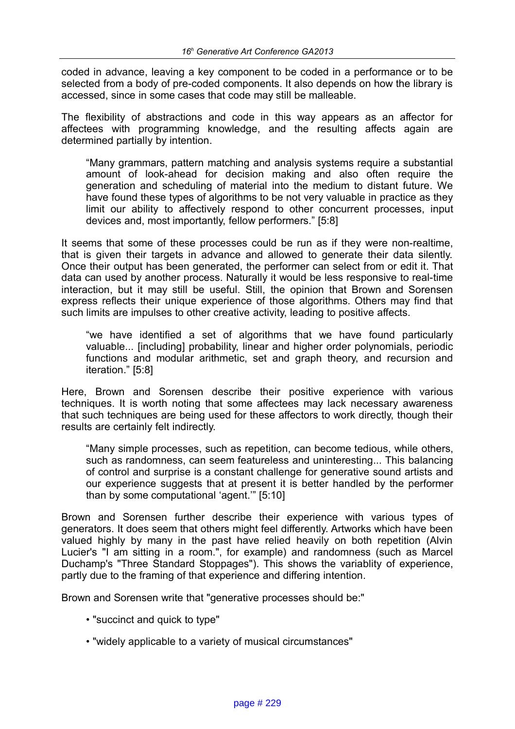coded in advance, leaving a key component to be coded in a performance or to be selected from a body of pre-coded components. It also depends on how the library is accessed, since in some cases that code may still be malleable.

The flexibility of abstractions and code in this way appears as an affector for affectees with programming knowledge, and the resulting affects again are determined partially by intention.

> “Many grammars, pattern matching and analysis systems require a substantial amount of look-ahead for decision making and also often require the generation and scheduling of material into the medium to distant future. We have found these types of algorithms to be not very valuable in practice as they limit our ability to affectively respond to other concurrent processes, input devices and, most importantly, fellow performers.” [5:8]

It seems that some of these processes could be run as if they were non-realtime, that is given their targets in advance and allowed to generate their data silently. Once their output has been generated, the performer can select from or edit it. That data can used by another process. Naturally it would be less responsive to real-time interaction, but it may still be useful. Still, the opinion that Brown and Sorensen express reflects their unique experience of those algorithms. Others may find that such limits are impulses to other creative activity, leading to positive affects.

> “we have identified a set of algorithms that we have found particularly valuable... [including] probability, linear and higher order polynomials, periodic functions and modular arithmetic, set and graph theory, and recursion and iteration.” [5:8]

Here, Brown and Sorensen describe their positive experience with various techniques. It is worth noting that some affectees may lack necessary awareness that such techniques are being used for these affectors to work directly, though their results are certainly felt indirectly.

> “Many simple processes, such as repetition, can become tedious, while others, such as randomness, can seem featureless and uninteresting... This balancing of control and surprise is a constant challenge for generative sound artists and our experience suggests that at present it is better handled by the performer than by some computational ‘agent.’” [5:10]

Brown and Sorensen further describe their experience with various types of generators. It does seem that others might feel differently. Artworks which have been valued highly by many in the past have relied heavily on both repetition (Alvin Lucier's "I am sitting in a room.", for example) and randomness (such as Marcel Duchamp's "Three Standard Stoppages"). This shows the variablity of experience, partly due to the framing of that experience and differing intention.

Brown and Sorensen write that "generative processes should be:"

- "succinct and quick to type"
- "widely applicable to a variety of musical circumstances"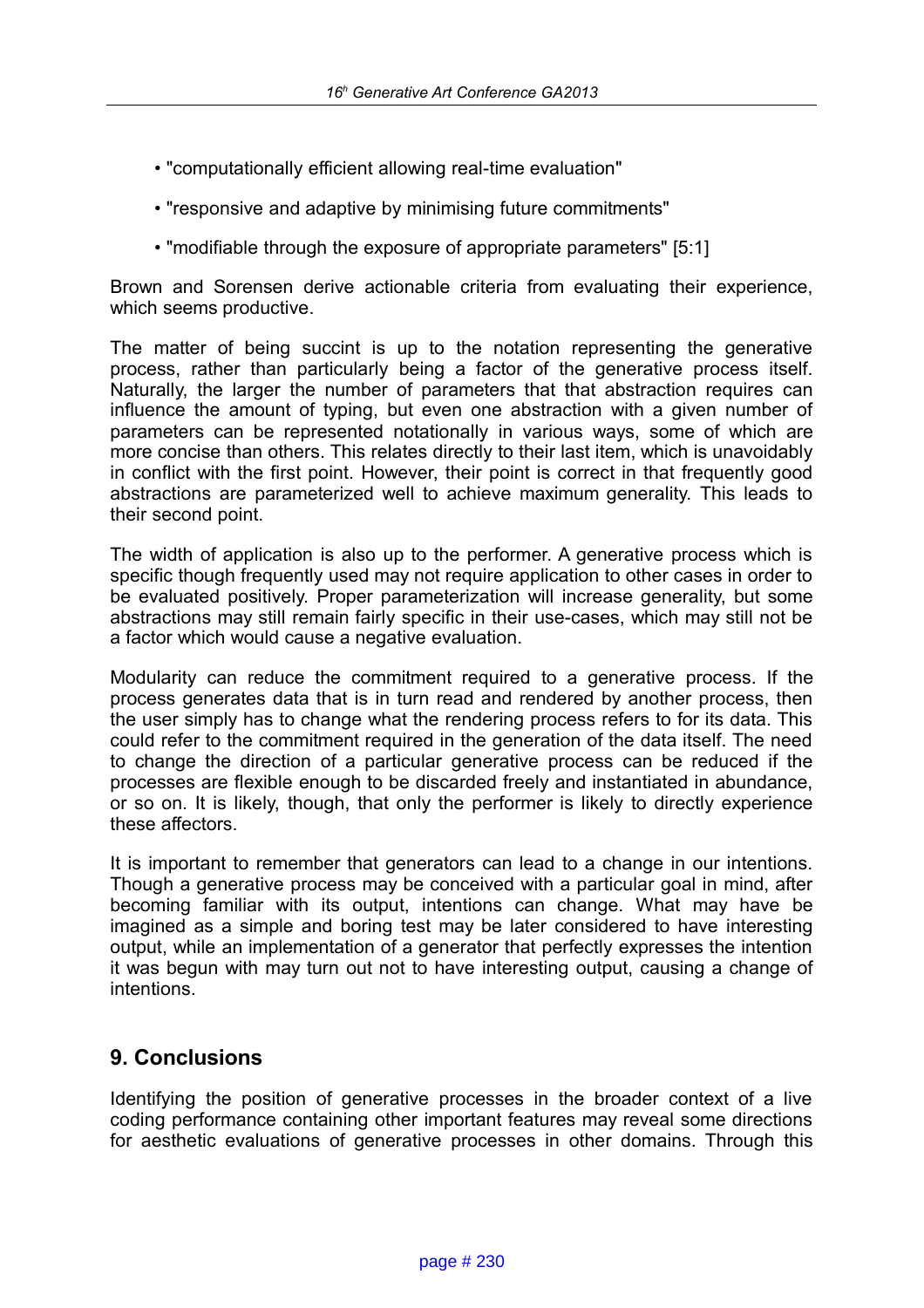- "computationally efficient allowing real-time evaluation"
- "responsive and adaptive by minimising future commitments"
- "modifiable through the exposure of appropriate parameters" [5:1]

Brown and Sorensen derive actionable criteria from evaluating their experience, which seems productive.

The matter of being succint is up to the notation representing the generative process, rather than particularly being a factor of the generative process itself. Naturally, the larger the number of parameters that that abstraction requires can influence the amount of typing, but even one abstraction with a given number of parameters can be represented notationally in various ways, some of which are more concise than others. This relates directly to their last item, which is unavoidably in conflict with the first point. However, their point is correct in that frequently good abstractions are parameterized well to achieve maximum generality. This leads to their second point.

The width of application is also up to the performer. A generative process which is specific though frequently used may not require application to other cases in order to be evaluated positively. Proper parameterization will increase generality, but some abstractions may still remain fairly specific in their use-cases, which may still not be a factor which would cause a negative evaluation.

Modularity can reduce the commitment required to a generative process. If the process generates data that is in turn read and rendered by another process, then the user simply has to change what the rendering process refers to for its data. This could refer to the commitment required in the generation of the data itself. The need to change the direction of a particular generative process can be reduced if the processes are flexible enough to be discarded freely and instantiated in abundance, or so on. It is likely, though, that only the performer is likely to directly experience these affectors.

It is important to remember that generators can lead to a change in our intentions. Though a generative process may be conceived with a particular goal in mind, after becoming familiar with its output, intentions can change. What may have be imagined as a simple and boring test may be later considered to have interesting output, while an implementation of a generator that perfectly expresses the intention it was begun with may turn out not to have interesting output, causing a change of intentions.

## 9. Conclusions

Identifying the position of generative processes in the broader context of a live coding performance containing other important features may reveal some directions for aesthetic evaluations of generative processes in other domains. Through this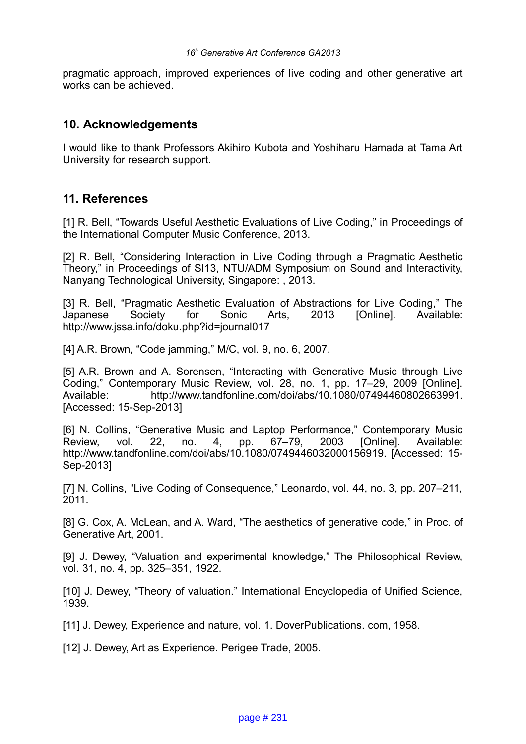pragmatic approach, improved experiences of live coding and other generative art works can be achieved.

## 10. Acknowledgements

I would like to thank Professors Akihiro Kubota and Yoshiharu Hamada at Tama Art University for research support.

## 11. References

[1] R. Bell, "Towards Useful Aesthetic Evaluations of Live Coding," in Proceedings of the International Computer Music Conference, 2013.

[2] R. Bell, "Considering Interaction in Live Coding through a Pragmatic Aesthetic Theory," in Proceedings of SI13, NTU/ADM Symposium on Sound and Interactivity, Nanyang Technological University, Singapore: , 2013.

[3] R. Bell, "Pragmatic Aesthetic Evaluation of Abstractions for Live Coding," The Japanese Society for Sonic Arts, 2013 [Online]. Available: http://www.jssa.info/doku.php?id=journal017

[4] A.R. Brown, "Code jamming," M/C, vol. 9, no. 6, 2007.

[5] A.R. Brown and A. Sorensen, "Interacting with Generative Music through Live Coding," Contemporary Music Review, vol. 28, no. 1, pp. 17–29, 2009 [Online]. Available: http://www.tandfonline.com/doi/abs/10.1080/07494460802663991. [Accessed: 15-Sep-2013]

[6] N. Collins, "Generative Music and Laptop Performance," Contemporary Music Review, vol. 22, no. 4, pp. 67–79, 2003 [Online]. Available: http://www.tandfonline.com/doi/abs/10.1080/0749446032000156919. [Accessed: 15-Sep-2013]

[7] N. Collins, "Live Coding of Consequence," Leonardo, vol. 44, no. 3, pp. 207–211, 2011.

[8] G. Cox, A. McLean, and A. Ward, "The aesthetics of generative code," in Proc. of Generative Art, 2001.

[9] J. Dewey, "Valuation and experimental knowledge," The Philosophical Review, vol. 31, no. 4, pp. 325–351, 1922.

[10] J. Dewey, "Theory of valuation." International Encyclopedia of Unified Science, 1939.

[11] J. Dewey, Experience and nature, vol. 1. DoverPublications. com, 1958.

[12] J. Dewey, Art as Experience. Perigee Trade, 2005.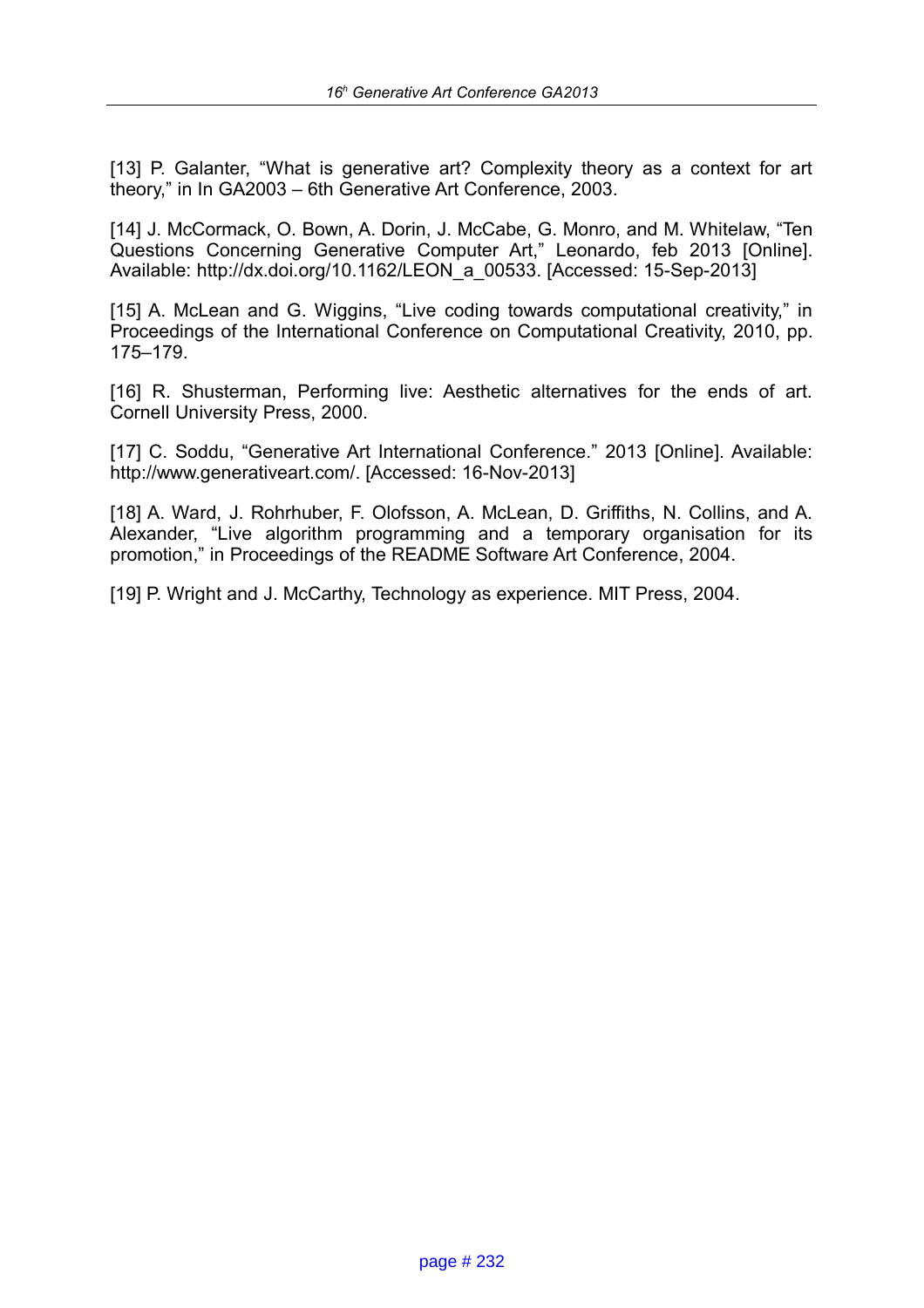[13] P. Galanter, "What is generative art? Complexity theory as a context for art theory," in In GA2003 – 6th Generative Art Conference, 2003.

[14] J. McCormack, O. Bown, A. Dorin, J. McCabe, G. Monro, and M. Whitelaw, "Ten Questions Concerning Generative Computer Art," Leonardo, feb 2013 [Online]. Available: http://dx.doi.org/10.1162/LEON_a_00533. [Accessed: 15-Sep-2013]

[15] A. McLean and G. Wiggins, "Live coding towards computational creativity," in Proceedings of the International Conference on Computational Creativity, 2010, pp. 175–179.

[16] R. Shusterman, Performing live: Aesthetic alternatives for the ends of art. Cornell University Press, 2000.

[17] C. Soddu, "Generative Art International Conference." 2013 [Online]. Available: http://www.generativeart.com/. [Accessed: 16-Nov-2013]

[18] A. Ward, J. Rohrhuber, F. Olofsson, A. McLean, D. Griffiths, N. Collins, and A. Alexander, "Live algorithm programming and a temporary organisation for its promotion," in Proceedings of the README Software Art Conference, 2004.

[19] P. Wright and J. McCarthy, Technology as experience. MIT Press, 2004.